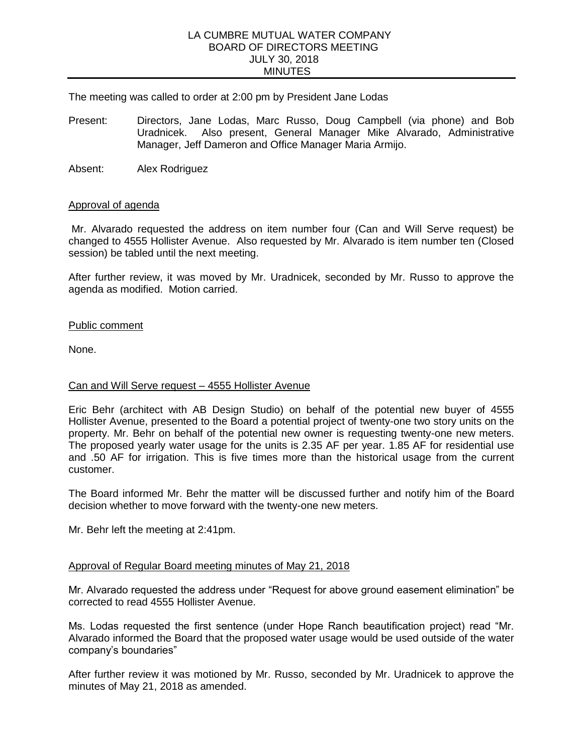# LA CUMBRE MUTUAL WATER COMPANY
## BOARD OF DIRECTORS MEETING
## JULY 30, 2018
## MINUTES

The meeting was called to order at 2:00 pm by President Jane Lodas

Present: Directors, Jane Lodas, Marc Russo, Doug Campbell (via phone) and Bob Uradnicek. Also present, General Manager Mike Alvarado, Administrative Manager, Jeff Dameron and Office Manager Maria Armijo.

Absent: Alex Rodriguez

### Approval of agenda

Mr. Alvarado requested the address on item number four (Can and Will Serve request) be changed to 4555 Hollister Avenue. Also requested by Mr. Alvarado is item number ten (Closed session) be tabled until the next meeting.

After further review, it was moved by Mr. Uradnicek, seconded by Mr. Russo to approve the agenda as modified. Motion carried.

### Public comment

None.

### Can and Will Serve request – 4555 Hollister Avenue

Eric Behr (architect with AB Design Studio) on behalf of the potential new buyer of 4555 Hollister Avenue, presented to the Board a potential project of twenty-one two story units on the property. Mr. Behr on behalf of the potential new owner is requesting twenty-one new meters. The proposed yearly water usage for the units is 2.35 AF per year. 1.85 AF for residential use and .50 AF for irrigation. This is five times more than the historical usage from the current customer.

The Board informed Mr. Behr the matter will be discussed further and notify him of the Board decision whether to move forward with the twenty-one new meters.

Mr. Behr left the meeting at 2:41pm.

### Approval of Regular Board meeting minutes of May 21, 2018

Mr. Alvarado requested the address under "Request for above ground easement elimination" be corrected to read 4555 Hollister Avenue.

Ms. Lodas requested the first sentence (under Hope Ranch beautification project) read "Mr. Alvarado informed the Board that the proposed water usage would be used outside of the water company's boundaries"

After further review it was motioned by Mr. Russo, seconded by Mr. Uradnicek to approve the minutes of May 21, 2018 as amended.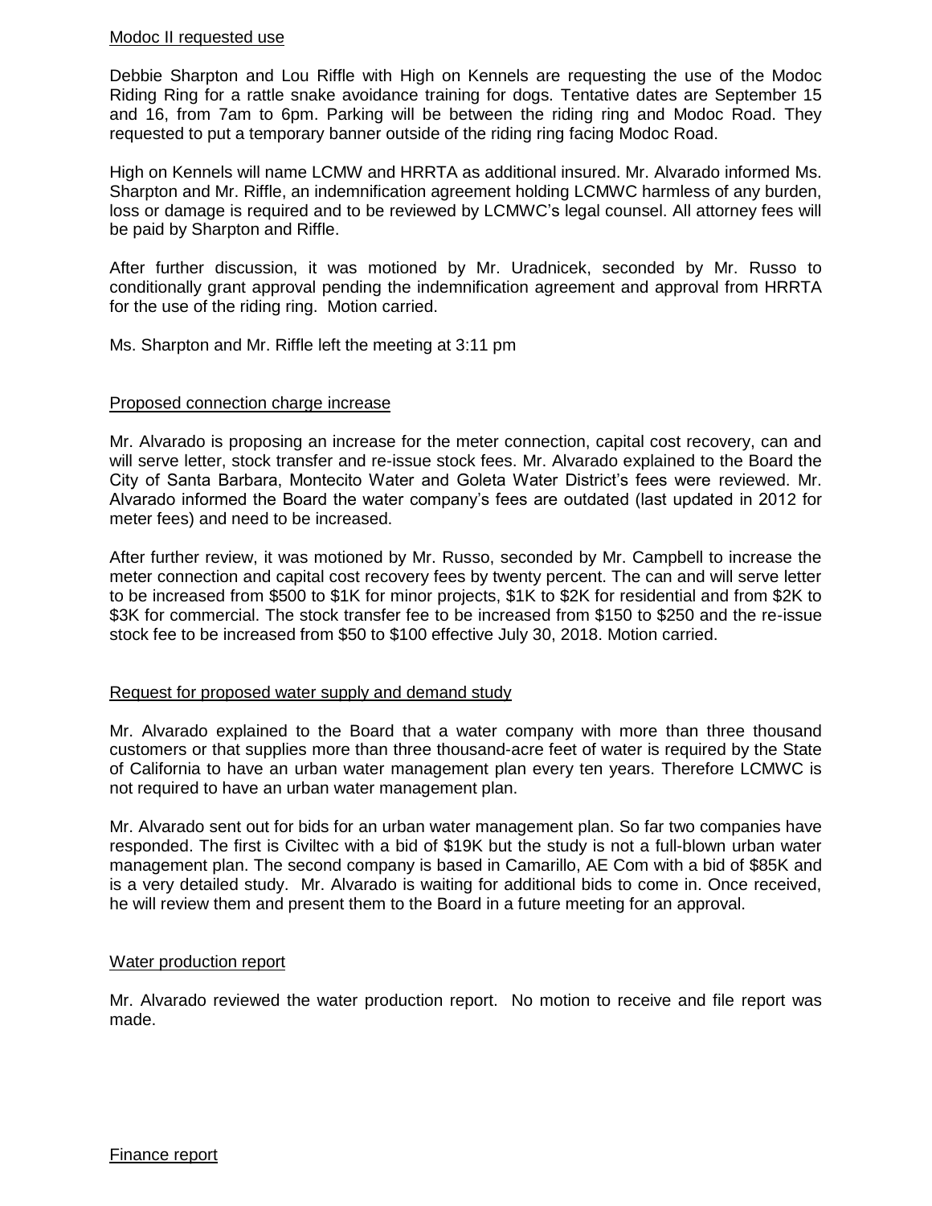Modoc II requested use

Debbie Sharpton and Lou Riffle with High on Kennels are requesting the use of the Modoc Riding Ring for a rattle snake avoidance training for dogs. Tentative dates are September 15 and 16, from 7am to 6pm. Parking will be between the riding ring and Modoc Road. They requested to put a temporary banner outside of the riding ring facing Modoc Road.

High on Kennels will name LCMW and HRRTA as additional insured. Mr. Alvarado informed Ms. Sharpton and Mr. Riffle, an indemnification agreement holding LCMWC harmless of any burden, loss or damage is required and to be reviewed by LCMWC's legal counsel. All attorney fees will be paid by Sharpton and Riffle.

After further discussion, it was motioned by Mr. Uradnicek, seconded by Mr. Russo to conditionally grant approval pending the indemnification agreement and approval from HRRTA for the use of the riding ring. Motion carried.

Ms. Sharpton and Mr. Riffle left the meeting at 3:11 pm

Proposed connection charge increase

Mr. Alvarado is proposing an increase for the meter connection, capital cost recovery, can and will serve letter, stock transfer and re-issue stock fees. Mr. Alvarado explained to the Board the City of Santa Barbara, Montecito Water and Goleta Water District's fees were reviewed. Mr. Alvarado informed the Board the water company's fees are outdated (last updated in 2012 for meter fees) and need to be increased.

After further review, it was motioned by Mr. Russo, seconded by Mr. Campbell to increase the meter connection and capital cost recovery fees by twenty percent. The can and will serve letter to be increased from $500 to $1K for minor projects, $1K to $2K for residential and from $2K to $3K for commercial. The stock transfer fee to be increased from $150 to $250 and the re-issue stock fee to be increased from $50 to $100 effective July 30, 2018. Motion carried.

Request for proposed water supply and demand study

Mr. Alvarado explained to the Board that a water company with more than three thousand customers or that supplies more than three thousand-acre feet of water is required by the State of California to have an urban water management plan every ten years. Therefore LCMWC is not required to have an urban water management plan.

Mr. Alvarado sent out for bids for an urban water management plan. So far two companies have responded. The first is Civiltec with a bid of $19K but the study is not a full-blown urban water management plan. The second company is based in Camarillo, AE Com with a bid of $85K and is a very detailed study. Mr. Alvarado is waiting for additional bids to come in. Once received, he will review them and present them to the Board in a future meeting for an approval.

Water production report

Mr. Alvarado reviewed the water production report. No motion to receive and file report was made.

Finance report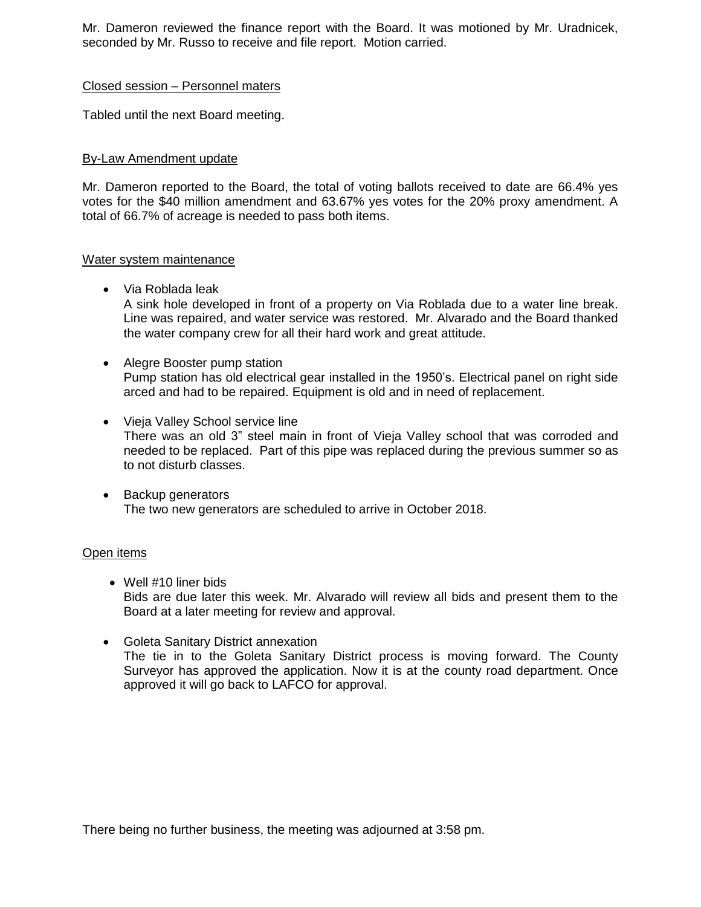Mr. Dameron reviewed the finance report with the Board. It was motioned by Mr. Uradnicek, seconded by Mr. Russo to receive and file report. Motion carried.

Closed session – Personnel maters

Tabled until the next Board meeting.

By-Law Amendment update

Mr. Dameron reported to the Board, the total of voting ballots received to date are 66.4% yes votes for the $40 million amendment and 63.67% yes votes for the 20% proxy amendment. A total of 66.7% of acreage is needed to pass both items.

Water system maintenance

- Via Roblada leak
  A sink hole developed in front of a property on Via Roblada due to a water line break. Line was repaired, and water service was restored. Mr. Alvarado and the Board thanked the water company crew for all their hard work and great attitude.

- Alegre Booster pump station
  Pump station has old electrical gear installed in the 1950's. Electrical panel on right side arced and had to be repaired. Equipment is old and in need of replacement.

- Vieja Valley School service line
  There was an old 3" steel main in front of Vieja Valley school that was corroded and needed to be replaced. Part of this pipe was replaced during the previous summer so as to not disturb classes.

- Backup generators
  The two new generators are scheduled to arrive in October 2018.

Open items

- Well #10 liner bids
  Bids are due later this week. Mr. Alvarado will review all bids and present them to the Board at a later meeting for review and approval.

- Goleta Sanitary District annexation
  The tie in to the Goleta Sanitary District process is moving forward. The County Surveyor has approved the application. Now it is at the county road department. Once approved it will go back to LAFCO for approval.

There being no further business, the meeting was adjourned at 3:58 pm.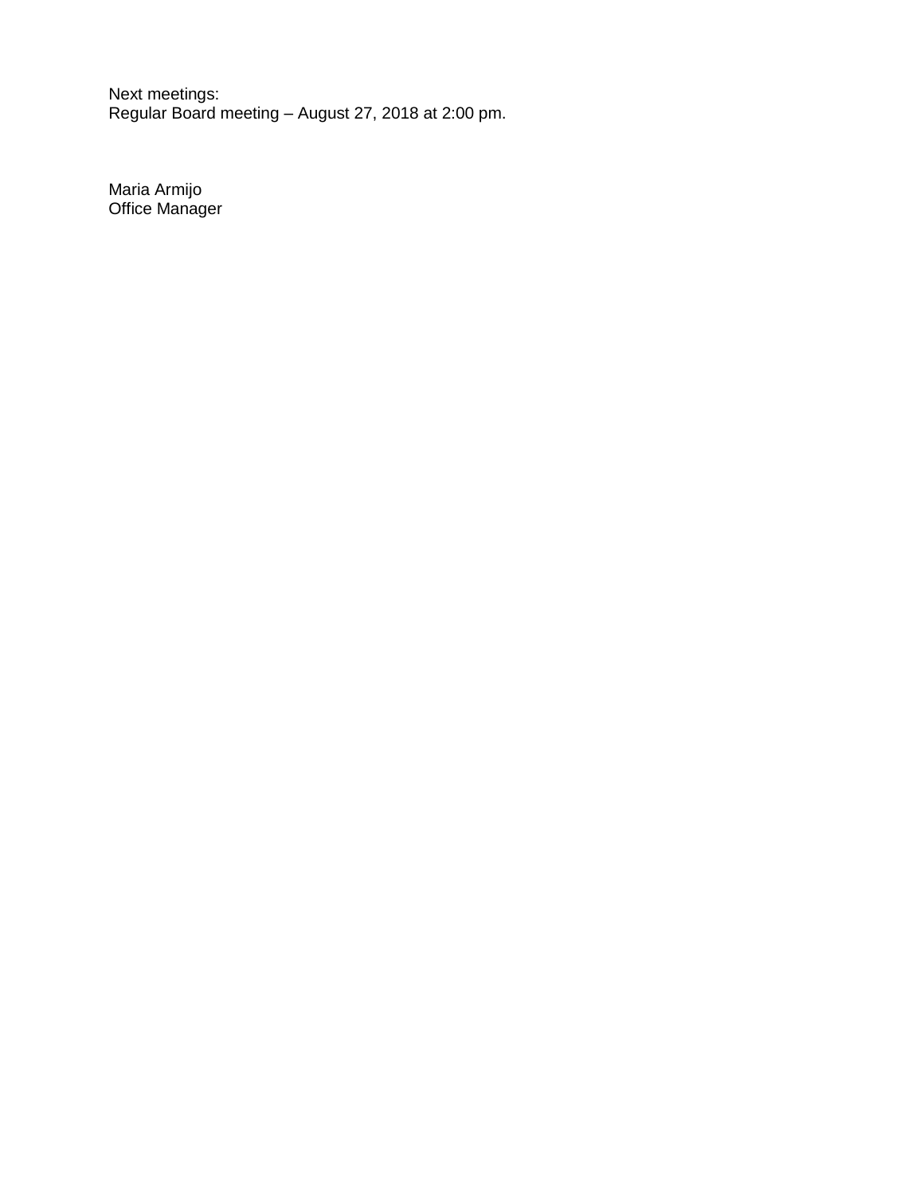Next meetings:
Regular Board meeting – August 27, 2018 at 2:00 pm.

Maria Armijo
Office Manager